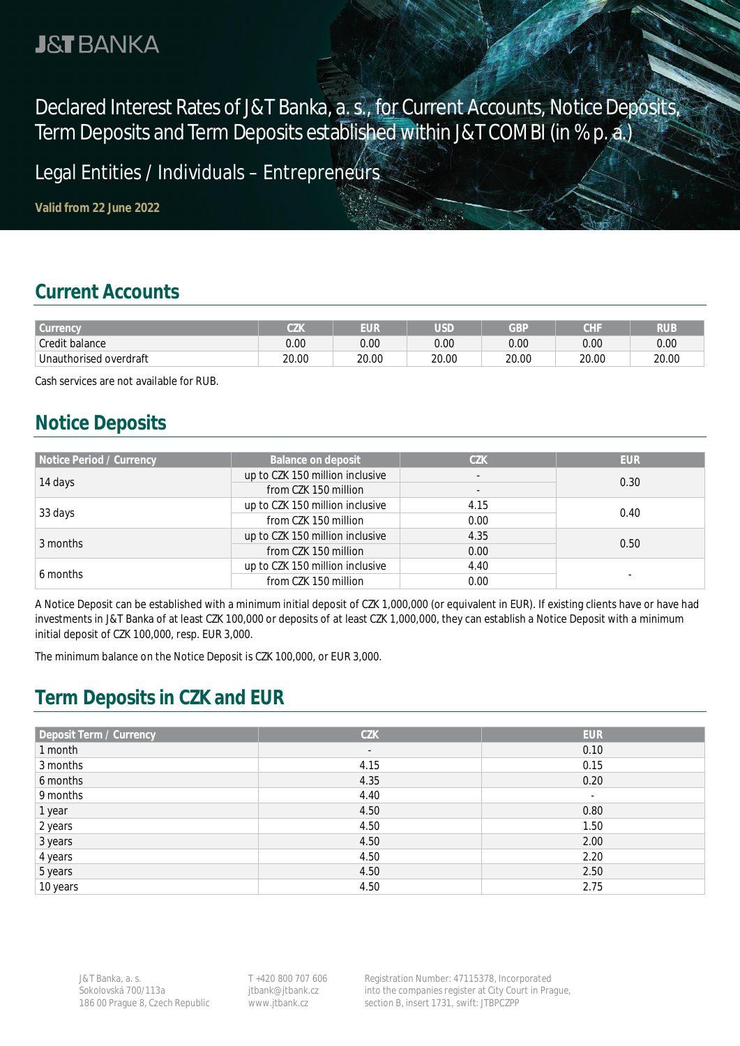J&T BANKA

# Declared Interest Rates of J&T Banka, a. s., for Current Accounts, Notice Deposits, Term Deposits and Term Deposits established within J&T COMBI (in % p. a.)

Legal Entities / Individuals – Entrepreneurs

**Valid from 22 June 2022**

## Current Accounts

| Currency | CZK | EUR | USD | GBP | CHF | RUB |
|---|---|---|---|---|---|---|
| Credit balance | 0.00 | 0.00 | 0.00 | 0.00 | 0.00 | 0.00 |
| Unauthorised overdraft | 20.00 | 20.00 | 20.00 | 20.00 | 20.00 | 20.00 |

Cash services are not available for RUB.

## Notice Deposits

| Notice Period / Currency | Balance on deposit | CZK | EUR |
|---|---|---|---|
| 14 days | up to CZK 150 million inclusive | - | 0.30 |
| | from CZK 150 million | - | |
| 33 days | up to CZK 150 million inclusive | 4.15 | 0.40 |
| | from CZK 150 million | 0.00 | |
| 3 months | up to CZK 150 million inclusive | 4.35 | 0.50 |
| | from CZK 150 million | 0.00 | |
| 6 months | up to CZK 150 million inclusive | 4.40 | - |
| | from CZK 150 million | 0.00 | |

A Notice Deposit can be established with a minimum initial deposit of CZK 1,000,000 (or equivalent in EUR). If existing clients have or have had investments in J&T Banka of at least CZK 100,000 or deposits of at least CZK 1,000,000, they can establish a Notice Deposit with a minimum initial deposit of CZK 100,000, resp. EUR 3,000.

The minimum balance on the Notice Deposit is CZK 100,000, or EUR 3,000.

## Term Deposits in CZK and EUR

| Deposit Term / Currency | CZK | EUR |
|---|---|---|
| 1 month | - | 0.10 |
| 3 months | 4.15 | 0.15 |
| 6 months | 4.35 | 0.20 |
| 9 months | 4.40 | - |
| 1 year | 4.50 | 0.80 |
| 2 years | 4.50 | 1.50 |
| 3 years | 4.50 | 2.00 |
| 4 years | 4.50 | 2.20 |
| 5 years | 4.50 | 2.50 |
| 10 years | 4.50 | 2.75 |

J&T Banka, a. s.
Sokolovská 700/113a
186 00 Prague 8, Czech Republic

T +420 800 707 606
jtbank@jtbank.cz
www.jtbank.cz

Registration Number: 47115378, Incorporated into the companies register at City Court in Prague, section B, insert 1731, swift: JTBPCZPP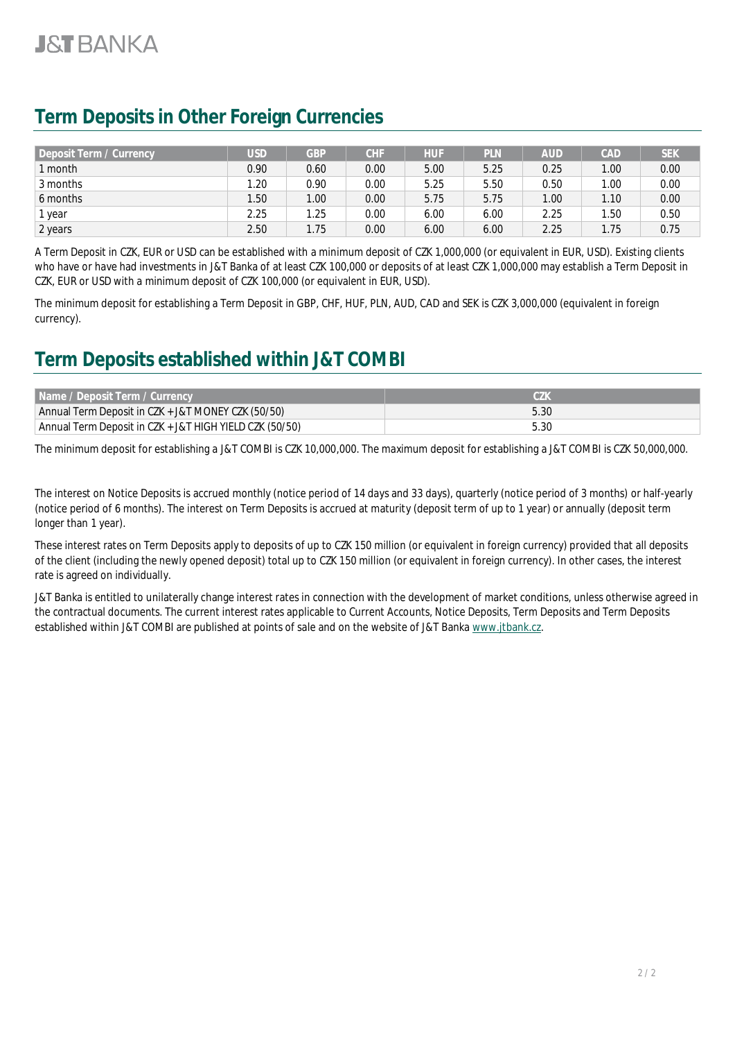## Term Deposits in Other Foreign Currencies

| Deposit Term / Currency | USD | GBP | CHF | HUF | PLN | AUD | CAD | SEK |
|---|---|---|---|---|---|---|---|---|
| 1 month | 0.90 | 0.60 | 0.00 | 5.00 | 5.25 | 0.25 | 1.00 | 0.00 |
| 3 months | 1.20 | 0.90 | 0.00 | 5.25 | 5.50 | 0.50 | 1.00 | 0.00 |
| 6 months | 1.50 | 1.00 | 0.00 | 5.75 | 5.75 | 1.00 | 1.10 | 0.00 |
| 1 year | 2.25 | 1.25 | 0.00 | 6.00 | 6.00 | 2.25 | 1.50 | 0.50 |
| 2 years | 2.50 | 1.75 | 0.00 | 6.00 | 6.00 | 2.25 | 1.75 | 0.75 |

A Term Deposit in CZK, EUR or USD can be established with a minimum deposit of CZK 1,000,000 (or equivalent in EUR, USD). Existing clients who have or have had investments in J&T Banka of at least CZK 100,000 or deposits of at least CZK 1,000,000 may establish a Term Deposit in CZK, EUR or USD with a minimum deposit of CZK 100,000 (or equivalent in EUR, USD).

The minimum deposit for establishing a Term Deposit in GBP, CHF, HUF, PLN, AUD, CAD and SEK is CZK 3,000,000 (equivalent in foreign currency).

## Term Deposits established within J&T COMBI

| Name / Deposit Term / Currency | CZK |
|---|---|
| Annual Term Deposit in CZK + J&T MONEY CZK (50/50) | 5.30 |
| Annual Term Deposit in CZK + J&T HIGH YIELD CZK (50/50) | 5.30 |

The minimum deposit for establishing a J&T COMBI is CZK 10,000,000. The maximum deposit for establishing a J&T COMBI is CZK 50,000,000.

The interest on Notice Deposits is accrued monthly (notice period of 14 days and 33 days), quarterly (notice period of 3 months) or half-yearly (notice period of 6 months). The interest on Term Deposits is accrued at maturity (deposit term of up to 1 year) or annually (deposit term longer than 1 year).

These interest rates on Term Deposits apply to deposits of up to CZK 150 million (or equivalent in foreign currency) provided that all deposits of the client (including the newly opened deposit) total up to CZK 150 million (or equivalent in foreign currency). In other cases, the interest rate is agreed on individually.

J&T Banka is entitled to unilaterally change interest rates in connection with the development of market conditions, unless otherwise agreed in the contractual documents. The current interest rates applicable to Current Accounts, Notice Deposits, Term Deposits and Term Deposits established within J&T COMBI are published at points of sale and on the website of J&T Banka www.jtbank.cz.